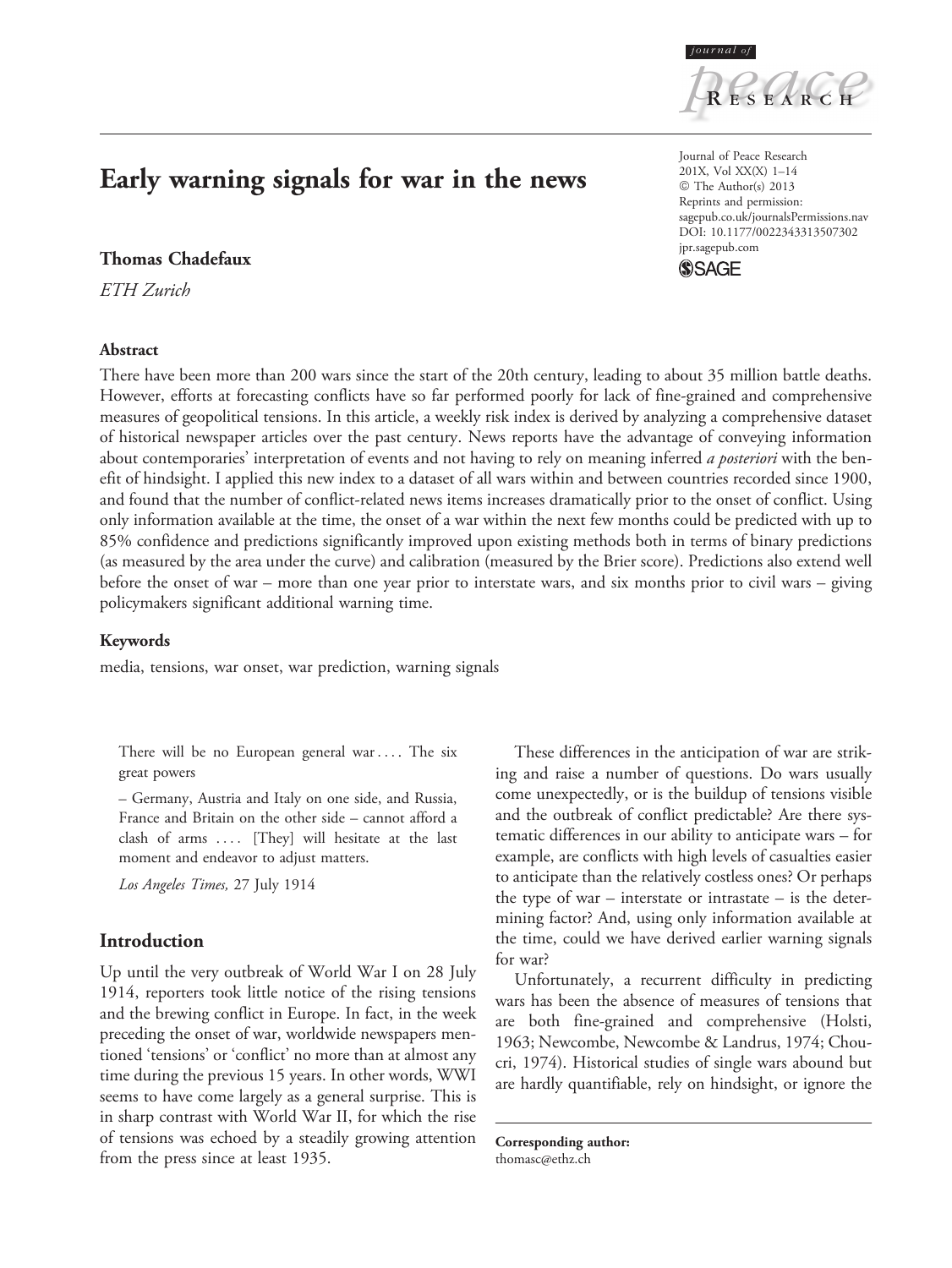# Early warning signals for war in the news

**Thomas Chadefaux**

*ETH Zurich*

### Abstract

There have been more than 200 wars since the start of the 20th century, leading to about 35 million battle deaths. However, efforts at forecasting conflicts have so far performed poorly for lack of fine-grained and comprehensive measures of geopolitical tensions. In this article, a weekly risk index is derived by analyzing a comprehensive dataset of historical newspaper articles over the past century. News reports have the advantage of conveying information about contemporaries' interpretation of events and not having to rely on meaning inferred *a posteriori* with the benefit of hindsight. I applied this new index to a dataset of all wars within and between countries recorded since 1900, and found that the number of conflict-related news items increases dramatically prior to the onset of conflict. Using only information available at the time, the onset of a war within the next few months could be predicted with up to 85% confidence and predictions significantly improved upon existing methods both in terms of binary predictions (as measured by the area under the curve) and calibration (measured by the Brier score). Predictions also extend well before the onset of war – more than one year prior to interstate wars, and six months prior to civil wars – giving policymakers significant additional warning time.

### Keywords

media, tensions, war onset, war prediction, warning signals

> There will be no European general war .... The six great powers
>
> – Germany, Austria and Italy on one side, and Russia, France and Britain on the other side – cannot afford a clash of arms .... [They] will hesitate at the last moment and endeavor to adjust matters.
>
> *Los Angeles Times,* 27 July 1914

## Introduction

Up until the very outbreak of World War I on 28 July 1914, reporters took little notice of the rising tensions and the brewing conflict in Europe. In fact, in the week preceding the onset of war, worldwide newspapers mentioned 'tensions' or 'conflict' no more than at almost any time during the previous 15 years. In other words, WWI seems to have come largely as a general surprise. This is in sharp contrast with World War II, for which the rise of tensions was echoed by a steadily growing attention from the press since at least 1935.

These differences in the anticipation of war are striking and raise a number of questions. Do wars usually come unexpectedly, or is the buildup of tensions visible and the outbreak of conflict predictable? Are there systematic differences in our ability to anticipate wars – for example, are conflicts with high levels of casualties easier to anticipate than the relatively costless ones? Or perhaps the type of war – interstate or intrastate – is the determining factor? And, using only information available at the time, could we have derived earlier warning signals for war?

Unfortunately, a recurrent difficulty in predicting wars has been the absence of measures of tensions that are both fine-grained and comprehensive (Holsti, 1963; Newcombe, Newcombe & Landrus, 1974; Choucri, 1974). Historical studies of single wars abound but are hardly quantifiable, rely on hindsight, or ignore the

**Corresponding author:**
thomasc@ethz.ch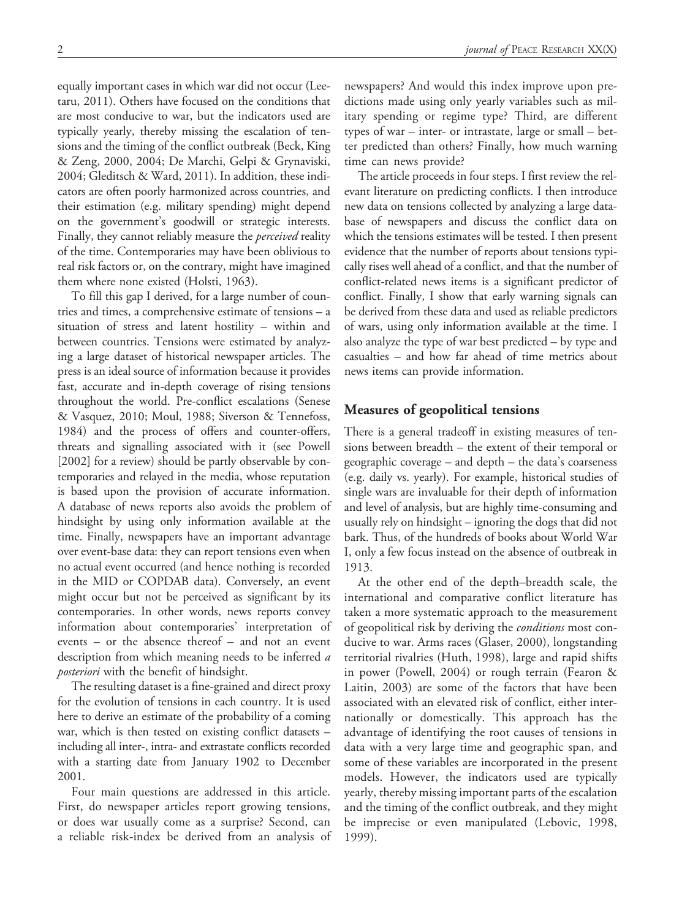equally important cases in which war did not occur (Leetaru, 2011). Others have focused on the conditions that are most conducive to war, but the indicators used are typically yearly, thereby missing the escalation of tensions and the timing of the conflict outbreak (Beck, King & Zeng, 2000, 2004; De Marchi, Gelpi & Grynaviski, 2004; Gleditsch & Ward, 2011). In addition, these indicators are often poorly harmonized across countries, and their estimation (e.g. military spending) might depend on the government's goodwill or strategic interests. Finally, they cannot reliably measure the *perceived* reality of the time. Contemporaries may have been oblivious to real risk factors or, on the contrary, might have imagined them where none existed (Holsti, 1963).

To fill this gap I derived, for a large number of countries and times, a comprehensive estimate of tensions – a situation of stress and latent hostility – within and between countries. Tensions were estimated by analyzing a large dataset of historical newspaper articles. The press is an ideal source of information because it provides fast, accurate and in-depth coverage of rising tensions throughout the world. Pre-conflict escalations (Senese & Vasquez, 2010; Moul, 1988; Siverson & Tennefoss, 1984) and the process of offers and counter-offers, threats and signalling associated with it (see Powell [2002] for a review) should be partly observable by contemporaries and relayed in the media, whose reputation is based upon the provision of accurate information. A database of news reports also avoids the problem of hindsight by using only information available at the time. Finally, newspapers have an important advantage over event-base data: they can report tensions even when no actual event occurred (and hence nothing is recorded in the MID or COPDAB data). Conversely, an event might occur but not be perceived as significant by its contemporaries. In other words, news reports convey information about contemporaries' interpretation of events – or the absence thereof – and not an event description from which meaning needs to be inferred *a posteriori* with the benefit of hindsight.

The resulting dataset is a fine-grained and direct proxy for the evolution of tensions in each country. It is used here to derive an estimate of the probability of a coming war, which is then tested on existing conflict datasets – including all inter-, intra- and extrastate conflicts recorded with a starting date from January 1902 to December 2001.

Four main questions are addressed in this article. First, do newspaper articles report growing tensions, or does war usually come as a surprise? Second, can a reliable risk-index be derived from an analysis of newspapers? And would this index improve upon predictions made using only yearly variables such as military spending or regime type? Third, are different types of war – inter- or intrastate, large or small – better predicted than others? Finally, how much warning time can news provide?

The article proceeds in four steps. I first review the relevant literature on predicting conflicts. I then introduce new data on tensions collected by analyzing a large database of newspapers and discuss the conflict data on which the tensions estimates will be tested. I then present evidence that the number of reports about tensions typically rises well ahead of a conflict, and that the number of conflict-related news items is a significant predictor of conflict. Finally, I show that early warning signals can be derived from these data and used as reliable predictors of wars, using only information available at the time. I also analyze the type of war best predicted – by type and casualties – and how far ahead of time metrics about news items can provide information.

## Measures of geopolitical tensions

There is a general tradeoff in existing measures of tensions between breadth – the extent of their temporal or geographic coverage – and depth – the data's coarseness (e.g. daily vs. yearly). For example, historical studies of single wars are invaluable for their depth of information and level of analysis, but are highly time-consuming and usually rely on hindsight – ignoring the dogs that did not bark. Thus, of the hundreds of books about World War I, only a few focus instead on the absence of outbreak in 1913.

At the other end of the depth–breadth scale, the international and comparative conflict literature has taken a more systematic approach to the measurement of geopolitical risk by deriving the *conditions* most conducive to war. Arms races (Glaser, 2000), longstanding territorial rivalries (Huth, 1998), large and rapid shifts in power (Powell, 2004) or rough terrain (Fearon & Laitin, 2003) are some of the factors that have been associated with an elevated risk of conflict, either internationally or domestically. This approach has the advantage of identifying the root causes of tensions in data with a very large time and geographic span, and some of these variables are incorporated in the present models. However, the indicators used are typically yearly, thereby missing important parts of the escalation and the timing of the conflict outbreak, and they might be imprecise or even manipulated (Lebovic, 1998, 1999).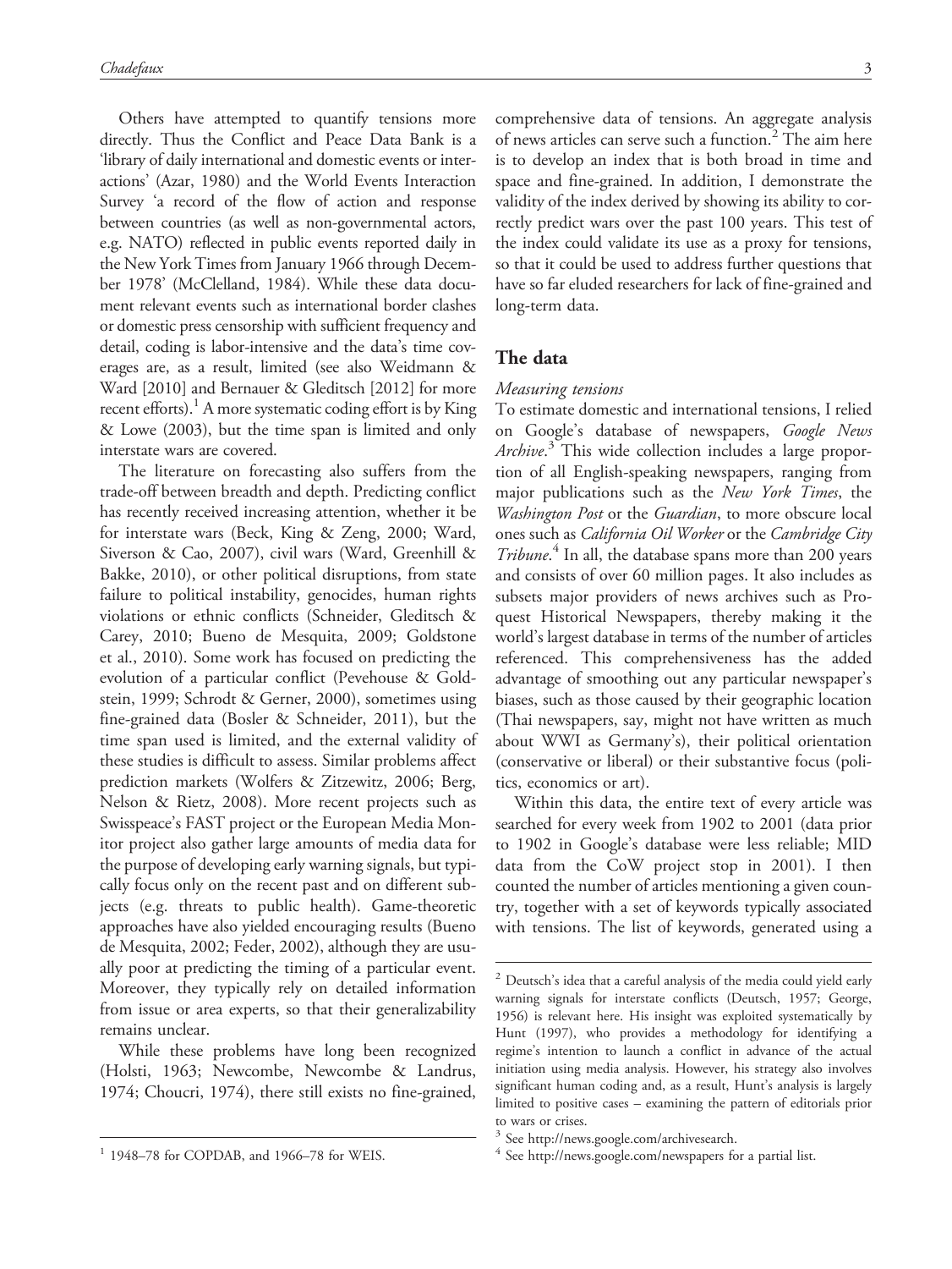Others have attempted to quantify tensions more directly. Thus the Conflict and Peace Data Bank is a 'library of daily international and domestic events or interactions' (Azar, 1980) and the World Events Interaction Survey 'a record of the flow of action and response between countries (as well as non-governmental actors, e.g. NATO) reflected in public events reported daily in the New York Times from January 1966 through December 1978' (McClelland, 1984). While these data document relevant events such as international border clashes or domestic press censorship with sufficient frequency and detail, coding is labor-intensive and the data's time coverages are, as a result, limited (see also Weidmann & Ward [2010] and Bernauer & Gleditsch [2012] for more recent efforts).[1] A more systematic coding effort is by King & Lowe (2003), but the time span is limited and only interstate wars are covered.

The literature on forecasting also suffers from the trade-off between breadth and depth. Predicting conflict has recently received increasing attention, whether it be for interstate wars (Beck, King & Zeng, 2000; Ward, Siverson & Cao, 2007), civil wars (Ward, Greenhill & Bakke, 2010), or other political disruptions, from state failure to political instability, genocides, human rights violations or ethnic conflicts (Schneider, Gleditsch & Carey, 2010; Bueno de Mesquita, 2009; Goldstone et al., 2010). Some work has focused on predicting the evolution of a particular conflict (Pevehouse & Goldstein, 1999; Schrodt & Gerner, 2000), sometimes using fine-grained data (Bosler & Schneider, 2011), but the time span used is limited, and the external validity of these studies is difficult to assess. Similar problems affect prediction markets (Wolfers & Zitzewitz, 2006; Berg, Nelson & Rietz, 2008). More recent projects such as Swisspeace's FAST project or the European Media Monitor project also gather large amounts of media data for the purpose of developing early warning signals, but typically focus only on the recent past and on different subjects (e.g. threats to public health). Game-theoretic approaches have also yielded encouraging results (Bueno de Mesquita, 2002; Feder, 2002), although they are usually poor at predicting the timing of a particular event. Moreover, they typically rely on detailed information from issue or area experts, so that their generalizability remains unclear.

While these problems have long been recognized (Holsti, 1963; Newcombe, Newcombe & Landrus, 1974; Choucri, 1974), there still exists no fine-grained, comprehensive data of tensions. An aggregate analysis of news articles can serve such a function.[2] The aim here is to develop an index that is both broad in time and space and fine-grained. In addition, I demonstrate the validity of the index derived by showing its ability to correctly predict wars over the past 100 years. This test of the index could validate its use as a proxy for tensions, so that it could be used to address further questions that have so far eluded researchers for lack of fine-grained and long-term data.

## The data

### *Measuring tensions*

To estimate domestic and international tensions, I relied on Google's database of newspapers, *Google News Archive*.[3] This wide collection includes a large proportion of all English-speaking newspapers, ranging from major publications such as the *New York Times*, the *Washington Post* or the *Guardian*, to more obscure local ones such as *California Oil Worker* or the *Cambridge City Tribune*.[4] In all, the database spans more than 200 years and consists of over 60 million pages. It also includes as subsets major providers of news archives such as Proquest Historical Newspapers, thereby making it the world's largest database in terms of the number of articles referenced. This comprehensiveness has the added advantage of smoothing out any particular newspaper's biases, such as those caused by their geographic location (Thai newspapers, say, might not have written as much about WWI as Germany's), their political orientation (conservative or liberal) or their substantive focus (politics, economics or art).

Within this data, the entire text of every article was searched for every week from 1902 to 2001 (data prior to 1902 in Google's database were less reliable; MID data from the CoW project stop in 2001). I then counted the number of articles mentioning a given country, together with a set of keywords typically associated with tensions. The list of keywords, generated using a

---

[1] 1948–78 for COPDAB, and 1966–78 for WEIS.

[2] Deutsch's idea that a careful analysis of the media could yield early warning signals for interstate conflicts (Deutsch, 1957; George, 1956) is relevant here. His insight was exploited systematically by Hunt (1997), who provides a methodology for identifying a regime's intention to launch a conflict in advance of the actual initiation using media analysis. However, his strategy also involves significant human coding and, as a result, Hunt's analysis is largely limited to positive cases – examining the pattern of editorials prior to wars or crises.

[3] See http://news.google.com/archivesearch.

[4] See http://news.google.com/newspapers for a partial list.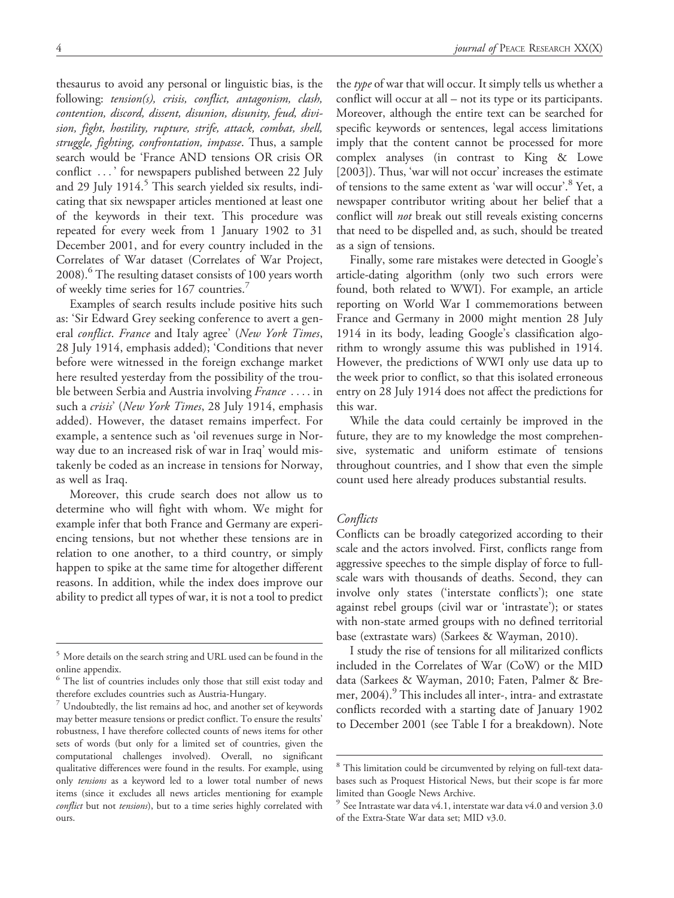thesaurus to avoid any personal or linguistic bias, is the following: *tension(s), crisis, conflict, antagonism, clash, contention, discord, dissent, disunion, disunity, feud, division, fight, hostility, rupture, strife, attack, combat, shell, struggle, fighting, confrontation, impasse*. Thus, a sample search would be 'France AND tensions OR crisis OR conflict . . . ' for newspapers published between 22 July and 29 July 1914.[5] This search yielded six results, indicating that six newspaper articles mentioned at least one of the keywords in their text. This procedure was repeated for every week from 1 January 1902 to 31 December 2001, and for every country included in the Correlates of War dataset (Correlates of War Project, 2008).[6] The resulting dataset consists of 100 years worth of weekly time series for 167 countries.[7]

Examples of search results include positive hits such as: 'Sir Edward Grey seeking conference to avert a general *conflict*. *France* and Italy agree' (*New York Times*, 28 July 1914, emphasis added); 'Conditions that never before were witnessed in the foreign exchange market here resulted yesterday from the possibility of the trouble between Serbia and Austria involving *France* . . . . in such a *crisis*' (*New York Times*, 28 July 1914, emphasis added). However, the dataset remains imperfect. For example, a sentence such as 'oil revenues surge in Norway due to an increased risk of war in Iraq' would mistakenly be coded as an increase in tensions for Norway, as well as Iraq.

Moreover, this crude search does not allow us to determine who will fight with whom. We might for example infer that both France and Germany are experiencing tensions, but not whether these tensions are in relation to one another, to a third country, or simply happen to spike at the same time for altogether different reasons. In addition, while the index does improve our ability to predict all types of war, it is not a tool to predict the *type* of war that will occur. It simply tells us whether a conflict will occur at all – not its type or its participants. Moreover, although the entire text can be searched for specific keywords or sentences, legal access limitations imply that the content cannot be processed for more complex analyses (in contrast to King & Lowe [2003]). Thus, 'war will not occur' increases the estimate of tensions to the same extent as 'war will occur'.[8] Yet, a newspaper contributor writing about her belief that a conflict will *not* break out still reveals existing concerns that need to be dispelled and, as such, should be treated as a sign of tensions.

Finally, some rare mistakes were detected in Google's article-dating algorithm (only two such errors were found, both related to WWI). For example, an article reporting on World War I commemorations between France and Germany in 2000 might mention 28 July 1914 in its body, leading Google's classification algorithm to wrongly assume this was published in 1914. However, the predictions of WWI only use data up to the week prior to conflict, so that this isolated erroneous entry on 28 July 1914 does not affect the predictions for this war.

While the data could certainly be improved in the future, they are to my knowledge the most comprehensive, systematic and uniform estimate of tensions throughout countries, and I show that even the simple count used here already produces substantial results.

### *Conflicts*

Conflicts can be broadly categorized according to their scale and the actors involved. First, conflicts range from aggressive speeches to the simple display of force to full-scale wars with thousands of deaths. Second, they can involve only states ('interstate conflicts'); one state against rebel groups (civil war or 'intrastate'); or states with non-state armed groups with no defined territorial base (extrastate wars) (Sarkees & Wayman, 2010).

I study the rise of tensions for all militarized conflicts included in the Correlates of War (CoW) or the MID data (Sarkees & Wayman, 2010; Faten, Palmer & Bremer, 2004).[9] This includes all inter-, intra- and extrastate conflicts recorded with a starting date of January 1902 to December 2001 (see Table I for a breakdown). Note

---

[5] More details on the search string and URL used can be found in the online appendix.

[6] The list of countries includes only those that still exist today and therefore excludes countries such as Austria-Hungary.

[7] Undoubtedly, the list remains ad hoc, and another set of keywords may better measure tensions or predict conflict. To ensure the results' robustness, I have therefore collected counts of news items for other sets of words (but only for a limited set of countries, given the computational challenges involved). Overall, no significant qualitative differences were found in the results. For example, using only *tensions* as a keyword led to a lower total number of news items (since it excludes all news articles mentioning for example *conflict* but not *tensions*), but to a time series highly correlated with ours.

[8] This limitation could be circumvented by relying on full-text databases such as Proquest Historical News, but their scope is far more limited than Google News Archive.

[9] See Intrastate war data v4.1, interstate war data v4.0 and version 3.0 of the Extra-State War data set; MID v3.0.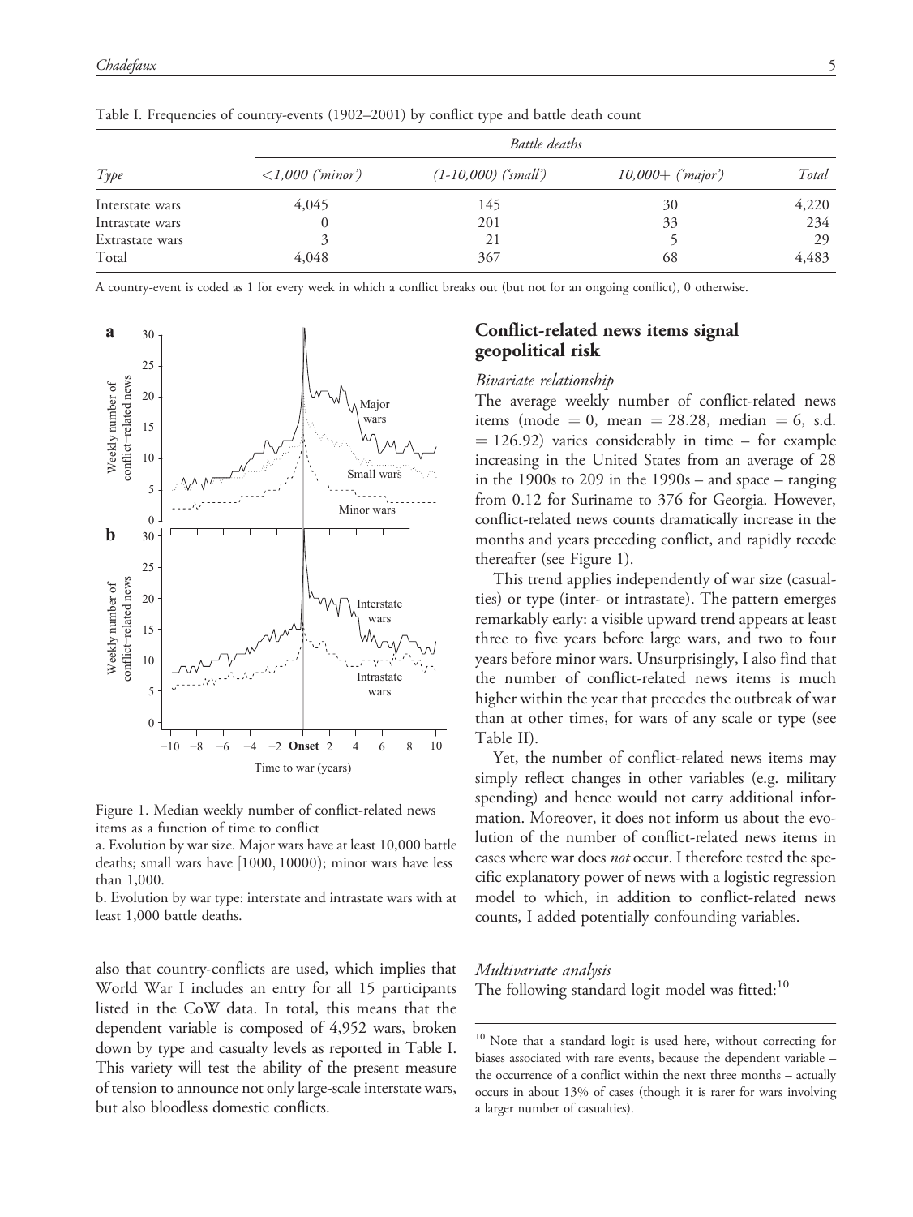Table I. Frequencies of country-events (1902–2001) by conflict type and battle death count

| Type | Battle deaths | | | |
|---|---|---|---|---|
| | <1,000 ('minor') | (1-10,000) ('small') | 10,000+ ('major') | Total |
| Interstate wars | 4,045 | 145 | 30 | 4,220 |
| Intrastate wars | 0 | 201 | 33 | 234 |
| Extrastate wars | 3 | 21 | 5 | 29 |
| Total | 4,048 | 367 | 68 | 4,483 |

A country-event is coded as 1 for every week in which a conflict breaks out (but not for an ongoing conflict), 0 otherwise.

Figure 1. Median weekly number of conflict-related news items as a function of time to conflict

a. Evolution by war size. Major wars have at least 10,000 battle deaths; small wars have [1000, 10000); minor wars have less than 1,000.

b. Evolution by war type: interstate and intrastate wars with at least 1,000 battle deaths.

also that country-conflicts are used, which implies that World War I includes an entry for all 15 participants listed in the CoW data. In total, this means that the dependent variable is composed of 4,952 wars, broken down by type and casualty levels as reported in Table I. This variety will test the ability of the present measure of tension to announce not only large-scale interstate wars, but also bloodless domestic conflicts.

## Conflict-related news items signal geopolitical risk

### *Bivariate relationship*

The average weekly number of conflict-related news items (mode = 0, mean = 28.28, median = 6, s.d. = 126.92) varies considerably in time – for example increasing in the United States from an average of 28 in the 1900s to 209 in the 1990s – and space – ranging from 0.12 for Suriname to 376 for Georgia. However, conflict-related news counts dramatically increase in the months and years preceding conflict, and rapidly recede thereafter (see Figure 1).

This trend applies independently of war size (casualties) or type (inter- or intrastate). The pattern emerges remarkably early: a visible upward trend appears at least three to five years before large wars, and two to four years before minor wars. Unsurprisingly, I also find that the number of conflict-related news items is much higher within the year that precedes the outbreak of war than at other times, for wars of any scale or type (see Table II).

Yet, the number of conflict-related news items may simply reflect changes in other variables (e.g. military spending) and hence would not carry additional information. Moreover, it does not inform us about the evolution of the number of conflict-related news items in cases where war does *not* occur. I therefore tested the specific explanatory power of news with a logistic regression model to which, in addition to conflict-related news counts, I added potentially confounding variables.

### *Multivariate analysis*

The following standard logit model was fitted:[10]

[10] Note that a standard logit is used here, without correcting for biases associated with rare events, because the dependent variable – the occurrence of a conflict within the next three months – actually occurs in about 13% of cases (though it is rarer for wars involving a larger number of casualties).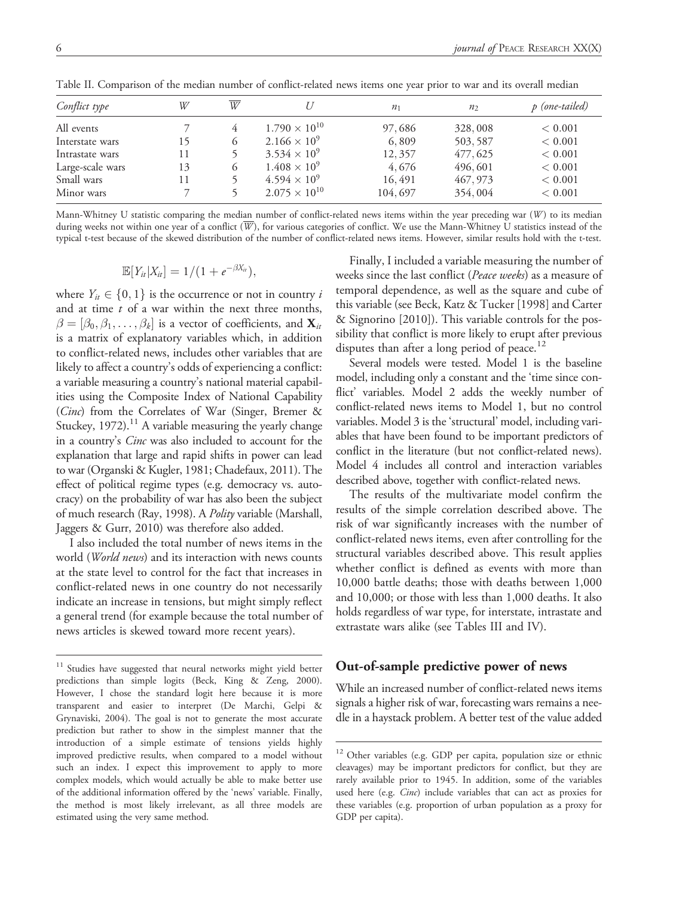Table II. Comparison of the median number of conflict-related news items one year prior to war and its overall median

| *Conflict type* | *W* | $\overline{W}$ | *U* | $n_1$ | $n_2$ | *p (one-tailed)* |
|---|---|---|---|---|---|---|
| All events | 7 | 4 | $1.790 \times 10^{10}$ | 97,686 | 328,008 | $< 0.001$ |
| Interstate wars | 15 | 6 | $2.166 \times 10^{9}$ | 6,809 | 503,587 | $< 0.001$ |
| Intrastate wars | 11 | 5 | $3.534 \times 10^{9}$ | 12,357 | 477,625 | $< 0.001$ |
| Large-scale wars | 13 | 6 | $1.408 \times 10^{9}$ | 4,676 | 496,601 | $< 0.001$ |
| Small wars | 11 | 5 | $4.594 \times 10^{9}$ | 16,491 | 467,973 | $< 0.001$ |
| Minor wars | 7 | 5 | $2.075 \times 10^{10}$ | 104,697 | 354,004 | $< 0.001$ |

Mann-Whitney U statistic comparing the median number of conflict-related news items within the year preceding war ($W$) to its median during weeks not within one year of a conflict ($\overline{W}$), for various categories of conflict. We use the Mann-Whitney U statistics instead of the typical t-test because of the skewed distribution of the number of conflict-related news items. However, similar results hold with the t-test.

$$\mathbb{E}[Y_{it}|X_{it}] = 1/(1 + e^{-\beta X_{it}}),$$

where $Y_{it} \in \{0, 1\}$ is the occurrence or not in country $i$ and at time $t$ of a war within the next three months, $\beta = [\beta_0, \beta_1, \ldots, \beta_k]$ is a vector of coefficients, and $\mathbf{X}_{it}$ is a matrix of explanatory variables which, in addition to conflict-related news, includes other variables that are likely to affect a country's odds of experiencing a conflict: a variable measuring a country's national material capabilities using the Composite Index of National Capability (*Cinc*) from the Correlates of War (Singer, Bremer & Stuckey, 1972).[11] A variable measuring the yearly change in a country's *Cinc* was also included to account for the explanation that large and rapid shifts in power can lead to war (Organski & Kugler, 1981; Chadefaux, 2011). The effect of political regime types (e.g. democracy vs. autocracy) on the probability of war has also been the subject of much research (Ray, 1998). A *Polity* variable (Marshall, Jaggers & Gurr, 2010) was therefore also added.

I also included the total number of news items in the world (*World news*) and its interaction with news counts at the state level to control for the fact that increases in conflict-related news in one country do not necessarily indicate an increase in tensions, but might simply reflect a general trend (for example because the total number of news articles is skewed toward more recent years).

Finally, I included a variable measuring the number of weeks since the last conflict (*Peace weeks*) as a measure of temporal dependence, as well as the square and cube of this variable (see Beck, Katz & Tucker [1998] and Carter & Signorino [2010]). This variable controls for the possibility that conflict is more likely to erupt after previous disputes than after a long period of peace.[12]

Several models were tested. Model 1 is the baseline model, including only a constant and the 'time since conflict' variables. Model 2 adds the weekly number of conflict-related news items to Model 1, but no control variables. Model 3 is the 'structural' model, including variables that have been found to be important predictors of conflict in the literature (but not conflict-related news). Model 4 includes all control and interaction variables described above, together with conflict-related news.

The results of the multivariate model confirm the results of the simple correlation described above. The risk of war significantly increases with the number of conflict-related news items, even after controlling for the structural variables described above. This result applies whether conflict is defined as events with more than 10,000 battle deaths; those with deaths between 1,000 and 10,000; or those with less than 1,000 deaths. It also holds regardless of war type, for interstate, intrastate and extrastate wars alike (see Tables III and IV).

## Out-of-sample predictive power of news

While an increased number of conflict-related news items signals a higher risk of war, forecasting wars remains a needle in a haystack problem. A better test of the value added

[11] Studies have suggested that neural networks might yield better predictions than simple logits (Beck, King & Zeng, 2000). However, I chose the standard logit here because it is more transparent and easier to interpret (De Marchi, Gelpi & Grynaviski, 2004). The goal is not to generate the most accurate prediction but rather to show in the simplest manner that the introduction of a simple estimate of tensions yields highly improved predictive results, when compared to a model without such an index. I expect this improvement to apply to more complex models, which would actually be able to make better use of the additional information offered by the 'news' variable. Finally, the method is most likely irrelevant, as all three models are estimated using the very same method.

[12] Other variables (e.g. GDP per capita, population size or ethnic cleavages) may be important predictors for conflict, but they are rarely available prior to 1945. In addition, some of the variables used here (e.g. *Cinc*) include variables that can act as proxies for these variables (e.g. proportion of urban population as a proxy for GDP per capita).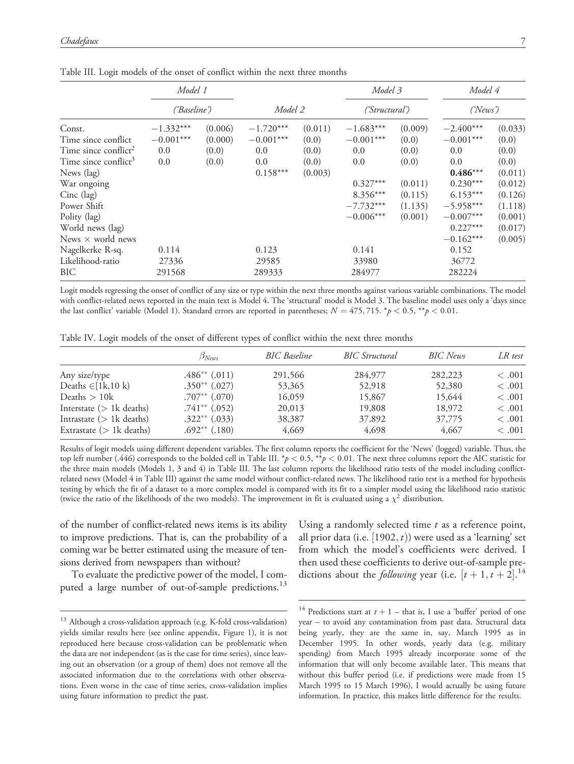Table III. Logit models of the onset of conflict within the next three months

| | *Model 1* | | *Model 2* | | *Model 3* | | *Model 4* | |
|---|---|---|---|---|---|---|---|---|
| | *('Baseline')* | | | | *('Structural')* | | *('News')* | |
| Const. | −1.332*** | (0.006) | −1.720*** | (0.011) | −1.683*** | (0.009) | −2.400*** | (0.033) |
| Time since conflict | −0.001*** | (0.000) | −0.001*** | (0.0) | −0.001*** | (0.0) | −0.001*** | (0.0) |
| Time since conflict$^2$ | 0.0 | (0.0) | 0.0 | (0.0) | 0.0 | (0.0) | 0.0 | (0.0) |
| Time since conflict$^3$ | 0.0 | (0.0) | 0.0 | (0.0) | 0.0 | (0.0) | 0.0 | (0.0) |
| News (lag) | | | 0.158*** | (0.003) | | | **0.486***** | (0.011) |
| War ongoing | | | | | 0.327*** | (0.011) | 0.230*** | (0.012) |
| Cinc (lag) | | | | | 8.356*** | (0.115) | 6.153*** | (0.126) |
| Power Shift | | | | | −7.732*** | (1.135) | −5.958*** | (1.118) |
| Polity (lag) | | | | | −0.006*** | (0.001) | −0.007*** | (0.001) |
| World news (lag) | | | | | | | 0.227*** | (0.017) |
| News × world news | | | | | | | −0.162*** | (0.005) |
| Nagelkerke R-sq. | 0.114 | | 0.123 | | 0.141 | | 0.152 | |
| Likelihood-ratio | 27336 | | 29585 | | 33980 | | 36772 | |
| BIC | 291568 | | 289333 | | 284977 | | 282224 | |

Logit models regressing the onset of conflict of any size or type within the next three months against various variable combinations. The model with conflict-related news reported in the main text is Model 4. The 'structural' model is Model 3. The baseline model uses only a 'days since the last conflict' variable (Model 1). Standard errors are reported in parentheses; $N = 475,715$. $^{*}p < 0.5$, $^{**}p < 0.01$.

Table IV. Logit models of the onset of different types of conflict within the next three months

| | $\beta_{News}$ | *BIC Baseline* | *BIC Structural* | *BIC News* | *LR test* |
|---|---|---|---|---|---|
| Any size/type | .486** (.011) | 291,566 | 284,977 | 282,223 | < .001 |
| Deaths $\in$[1k,10 k) | .350** (.027) | 53,365 | 52,918 | 52,380 | < .001 |
| Deaths > 10k | .707** (.070) | 16,059 | 15,867 | 15,644 | < .001 |
| Interstate (> 1k deaths) | .741** (.052) | 20,013 | 19,808 | 18,972 | < .001 |
| Intrastate (> 1k deaths) | .322** (.033) | 38,387 | 37,892 | 37,775 | < .001 |
| Extrastate (> 1k deaths) | .692** (.180) | 4,669 | 4,698 | 4,667 | < .001 |

Results of logit models using different dependent variables. The first column reports the coefficient for the 'News' (logged) variable. Thus, the top left number (.446) corresponds to the bolded cell in Table III. $^{*}p < 0.5$, $^{**}p < 0.01$. The next three columns report the AIC statistic for the three main models (Models 1, 3 and 4) in Table III. The last column reports the likelihood ratio tests of the model including conflict-related news (Model 4 in Table III) against the same model without conflict-related news. The likelihood ratio test is a method for hypothesis testing by which the fit of a dataset to a more complex model is compared with its fit to a simpler model using the likelihood ratio statistic (twice the ratio of the likelihoods of the two models). The improvement in fit is evaluated using a $\chi^2$ distribution.

of the number of conflict-related news items is its ability to improve predictions. That is, can the probability of a coming war be better estimated using the measure of tensions derived from newspapers than without?

To evaluate the predictive power of the model, I computed a large number of out-of-sample predictions.[13] Using a randomly selected time $t$ as a reference point, all prior data (i.e. $[1902, t)$) were used as a 'learning' set from which the model's coefficients were derived. I then used these coefficients to derive out-of-sample predictions about the *following* year (i.e. $[t + 1, t + 2]$.[14]

[13] Although a cross-validation approach (e.g. K-fold cross-validation) yields similar results here (see online appendix, Figure 1), it is not reproduced here because cross-validation can be problematic when the data are not independent (as is the case for time series), since leaving out an observation (or a group of them) does not remove all the associated information due to the correlations with other observations. Even worse in the case of time series, cross-validation implies using future information to predict the past.

[14] Predictions start at $t + 1$ – that is, I use a 'buffer' period of one year – to avoid any contamination from past data. Structural data being yearly, they are the same in, say, March 1995 as in December 1995. In other words, yearly data (e.g. military spending) from March 1995 already incorporate some of the information that will only become available later. This means that without this buffer period (i.e. if predictions were made from 15 March 1995 to 15 March 1996), I would actually be using future information. In practice, this makes little difference for the results.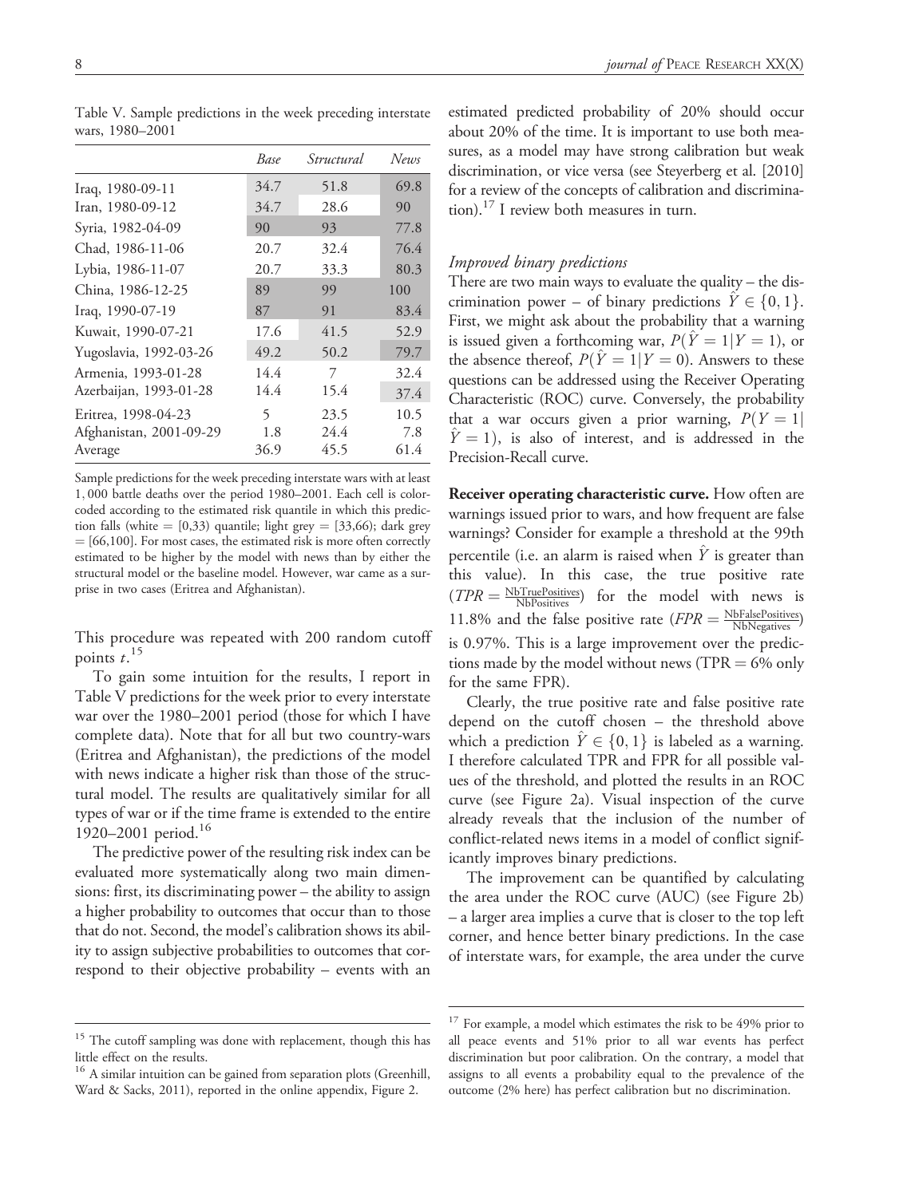Table V. Sample predictions in the week preceding interstate wars, 1980–2001

| | *Base* | *Structural* | *News* |
|---|---|---|---|
| Iraq, 1980-09-11 | 34.7 | 51.8 | 69.8 |
| Iran, 1980-09-12 | 34.7 | 28.6 | 90 |
| Syria, 1982-04-09 | 90 | 93 | 77.8 |
| Chad, 1986-11-06 | 20.7 | 32.4 | 76.4 |
| Lybia, 1986-11-07 | 20.7 | 33.3 | 80.3 |
| China, 1986-12-25 | 89 | 99 | 100 |
| Iraq, 1990-07-19 | 87 | 91 | 83.4 |
| Kuwait, 1990-07-21 | 17.6 | 41.5 | 52.9 |
| Yugoslavia, 1992-03-26 | 49.2 | 50.2 | 79.7 |
| Armenia, 1993-01-28 | 14.4 | 7 | 32.4 |
| Azerbaijan, 1993-01-28 | 14.4 | 15.4 | 37.4 |
| Eritrea, 1998-04-23 | 5 | 23.5 | 10.5 |
| Afghanistan, 2001-09-29 | 1.8 | 24.4 | 7.8 |
| Average | 36.9 | 45.5 | 61.4 |

Sample predictions for the week preceding interstate wars with at least 1,000 battle deaths over the period 1980–2001. Each cell is color-coded according to the estimated risk quantile in which this prediction falls (white = [0,33) quantile; light grey = [33,66); dark grey = [66,100]. For most cases, the estimated risk is more often correctly estimated to be higher by the model with news than by either the structural model or the baseline model. However, war came as a surprise in two cases (Eritrea and Afghanistan).

This procedure was repeated with 200 random cutoff points $t$.[15]

To gain some intuition for the results, I report in Table V predictions for the week prior to every interstate war over the 1980–2001 period (those for which I have complete data). Note that for all but two country-wars (Eritrea and Afghanistan), the predictions of the model with news indicate a higher risk than those of the structural model. The results are qualitatively similar for all types of war or if the time frame is extended to the entire 1920–2001 period.[16]

The predictive power of the resulting risk index can be evaluated more systematically along two main dimensions: first, its discriminating power – the ability to assign a higher probability to outcomes that occur than to those that do not. Second, the model's calibration shows its ability to assign subjective probabilities to outcomes that correspond to their objective probability – events with an estimated predicted probability of 20% should occur about 20% of the time. It is important to use both measures, as a model may have strong calibration but weak discrimination, or vice versa (see Steyerberg et al. [2010] for a review of the concepts of calibration and discrimination).[17] I review both measures in turn.

### *Improved binary predictions*

There are two main ways to evaluate the quality – the discrimination power – of binary predictions $\hat{Y} \in \{0, 1\}$. First, we might ask about the probability that a warning is issued given a forthcoming war, $P(\hat{Y} = 1|Y = 1)$, or the absence thereof, $P(\hat{Y} = 1|Y = 0)$. Answers to these questions can be addressed using the Receiver Operating Characteristic (ROC) curve. Conversely, the probability that a war occurs given a prior warning, $P(Y = 1|\hat{Y} = 1)$, is also of interest, and is addressed in the Precision-Recall curve.

**Receiver operating characteristic curve.** How often are warnings issued prior to wars, and how frequent are false warnings? Consider for example a threshold at the 99th percentile (i.e. an alarm is raised when $\hat{Y}$ is greater than this value). In this case, the true positive rate ($TPR = \frac{\text{NbTruePositives}}{\text{NbPositives}}$) for the model with news is 11.8% and the false positive rate ($FPR = \frac{\text{NbFalsePositives}}{\text{NbNegatives}}$) is 0.97%. This is a large improvement over the predictions made by the model without news (TPR = 6% only for the same FPR).

Clearly, the true positive rate and false positive rate depend on the cutoff chosen – the threshold above which a prediction $\hat{Y} \in \{0, 1\}$ is labeled as a warning. I therefore calculated TPR and FPR for all possible values of the threshold, and plotted the results in an ROC curve (see Figure 2a). Visual inspection of the curve already reveals that the inclusion of the number of conflict-related news items in a model of conflict significantly improves binary predictions.

The improvement can be quantified by calculating the area under the ROC curve (AUC) (see Figure 2b) – a larger area implies a curve that is closer to the top left corner, and hence better binary predictions. In the case of interstate wars, for example, the area under the curve

[15] The cutoff sampling was done with replacement, though this has little effect on the results.

[16] A similar intuition can be gained from separation plots (Greenhill, Ward & Sacks, 2011), reported in the online appendix, Figure 2.

[17] For example, a model which estimates the risk to be 49% prior to all peace events and 51% prior to all war events has perfect discrimination but poor calibration. On the contrary, a model that assigns to all events a probability equal to the prevalence of the outcome (2% here) has perfect calibration but no discrimination.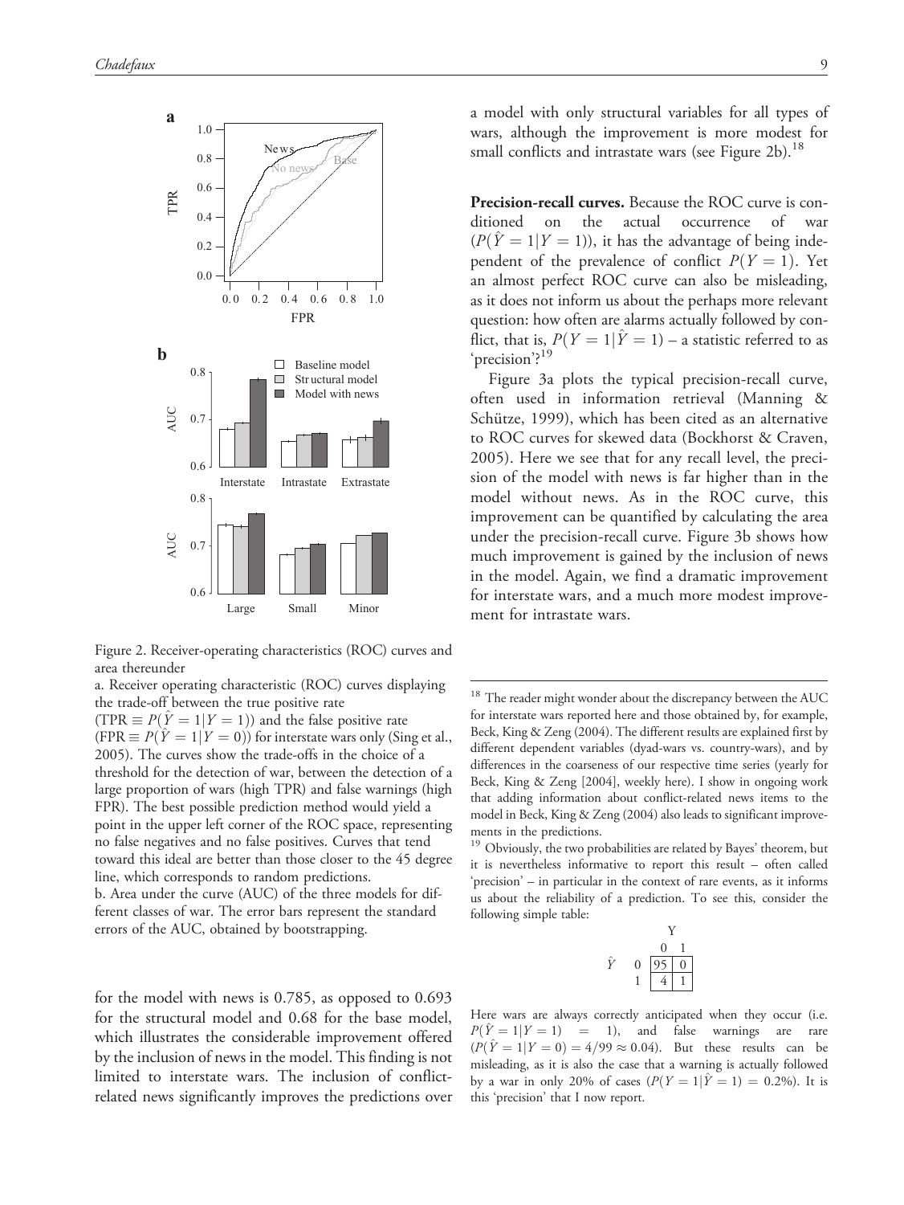Figure 2. Receiver-operating characteristics (ROC) curves and area thereunder

a. Receiver operating characteristic (ROC) curves displaying the trade-off between the true positive rate ($\text{TPR} \equiv P(\hat{Y}=1|Y=1)$) and the false positive rate ($\text{FPR} \equiv P(\hat{Y}=1|Y=0)$) for interstate wars only (Sing et al., 2005). The curves show the trade-offs in the choice of a threshold for the detection of war, between the detection of a large proportion of wars (high TPR) and false warnings (high FPR). The best possible prediction method would yield a point in the upper left corner of the ROC space, representing no false negatives and no false positives. Curves that tend toward this ideal are better than those closer to the 45 degree line, which corresponds to random predictions.

b. Area under the curve (AUC) of the three models for different classes of war. The error bars represent the standard errors of the AUC, obtained by bootstrapping.

for the model with news is 0.785, as opposed to 0.693 for the structural model and 0.68 for the base model, which illustrates the considerable improvement offered by the inclusion of news in the model. This finding is not limited to interstate wars. The inclusion of conflict-related news significantly improves the predictions over a model with only structural variables for all types of wars, although the improvement is more modest for small conflicts and intrastate wars (see Figure 2b).[18]

**Precision-recall curves.** Because the ROC curve is conditioned on the actual occurrence of war ($P(\hat{Y}=1|Y=1)$), it has the advantage of being independent of the prevalence of conflict $P(Y=1)$. Yet an almost perfect ROC curve can also be misleading, as it does not inform us about the perhaps more relevant question: how often are alarms actually followed by conflict, that is, $P(Y=1|\hat{Y}=1)$ – a statistic referred to as 'precision'?[19]

Figure 3a plots the typical precision-recall curve, often used in information retrieval (Manning & Schütze, 1999), which has been cited as an alternative to ROC curves for skewed data (Bockhorst & Craven, 2005). Here we see that for any recall level, the precision of the model with news is far higher than in the model without news. As in the ROC curve, this improvement can be quantified by calculating the area under the precision-recall curve. Figure 3b shows how much improvement is gained by the inclusion of news in the model. Again, we find a dramatic improvement for interstate wars, and a much more modest improvement for intrastate wars.

---

[18] The reader might wonder about the discrepancy between the AUC for interstate wars reported here and those obtained by, for example, Beck, King & Zeng (2004). The different results are explained first by different dependent variables (dyad-wars vs. country-wars), and by differences in the coarseness of our respective time series (yearly for Beck, King & Zeng [2004], weekly here). I show in ongoing work that adding information about conflict-related news items to the model in Beck, King & Zeng (2004) also leads to significant improvements in the predictions.

[19] Obviously, the two probabilities are related by Bayes' theorem, but it is nevertheless informative to report this result – often called 'precision' – in particular in the context of rare events, as it informs us about the reliability of a prediction. To see this, consider the following simple table:

| | | Y = 0 | Y = 1 |
|---|---|---|---|
| $\hat{Y}$ | 0 | 95 | 0 |
| | 1 | 4 | 1 |

Here wars are always correctly anticipated when they occur (i.e. $P(\hat{Y}=1|Y=1) = 1$), and false warnings are rare ($P(\hat{Y}=1|Y=0) = 4/99 \approx 0.04$). But these results can be misleading, as it is also the case that a warning is actually followed by a war in only 20% of cases ($P(Y=1|\hat{Y}=1) = 0.2\%$). It is this 'precision' that I now report.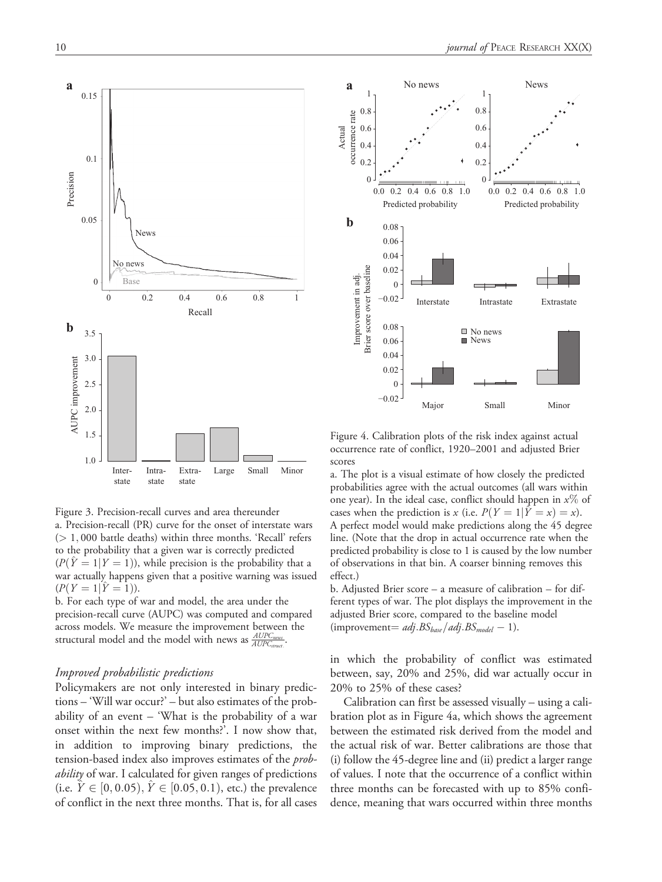Figure 3. Precision-recall curves and area thereunder

a. Precision-recall (PR) curve for the onset of interstate wars ($> 1,000$ battle deaths) within three months. 'Recall' refers to the probability that a given war is correctly predicted ($P(\hat{Y} = 1|Y = 1)$), while precision is the probability that a war actually happens given that a positive warning was issued ($P(Y = 1|\hat{Y} = 1)$).

b. For each type of war and model, the area under the precision-recall curve (AUPC) was computed and compared across models. We measure the improvement between the structural model and the model with news as $\frac{AUPC_{news}}{AUPC_{struct.}}$.

### Improved probabilistic predictions

Policymakers are not only interested in binary predictions – 'Will war occur?' – but also estimates of the probability of an event – 'What is the probability of a war onset within the next few months?'. I now show that, in addition to improving binary predictions, the tension-based index also improves estimates of the *probability* of war. I calculated for given ranges of predictions (i.e. $\hat{Y} \in [0, 0.05)$, $\hat{Y} \in [0.05, 0.1)$, etc.) the prevalence of conflict in the next three months. That is, for all cases in which the probability of conflict was estimated between, say, 20% and 25%, did war actually occur in 20% to 25% of these cases?

Figure 4. Calibration plots of the risk index against actual occurrence rate of conflict, 1920–2001 and adjusted Brier scores

a. The plot is a visual estimate of how closely the predicted probabilities agree with the actual outcomes (all wars within one year). In the ideal case, conflict should happen in $x$% of cases when the prediction is $x$ (i.e. $P(Y = 1|\hat{Y} = x) = x$). A perfect model would make predictions along the 45 degree line. (Note that the drop in actual occurrence rate when the predicted probability is close to 1 is caused by the low number of observations in that bin. A coarser binning removes this effect.)

b. Adjusted Brier score – a measure of calibration – for different types of war. The plot displays the improvement in the adjusted Brier score, compared to the baseline model (improvement$= adj.BS_{base}/adj.BS_{model} - 1$).

Calibration can first be assessed visually – using a calibration plot as in Figure 4a, which shows the agreement between the estimated risk derived from the model and the actual risk of war. Better calibrations are those that (i) follow the 45-degree line and (ii) predict a larger range of values. I note that the occurrence of a conflict within three months can be forecasted with up to 85% confidence, meaning that wars occurred within three months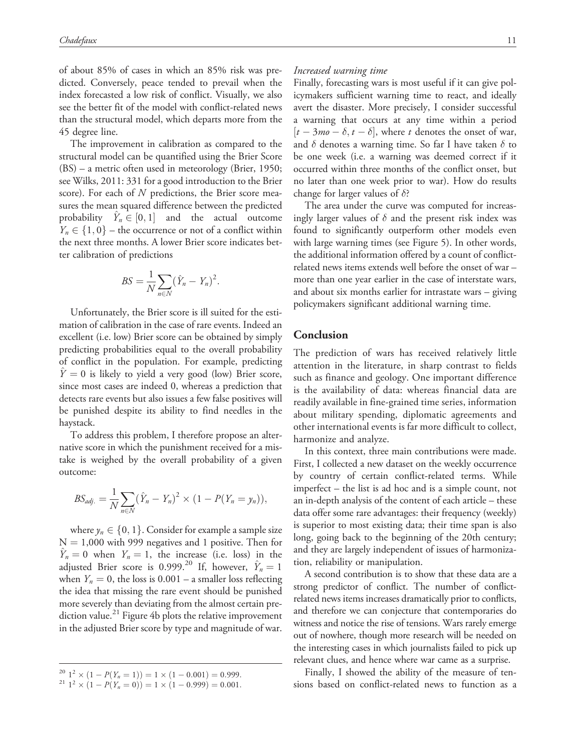of about 85% of cases in which an 85% risk was predicted. Conversely, peace tended to prevail when the index forecasted a low risk of conflict. Visually, we also see the better fit of the model with conflict-related news than the structural model, which departs more from the 45 degree line.

The improvement in calibration as compared to the structural model can be quantified using the Brier Score (BS) – a metric often used in meteorology (Brier, 1950; see Wilks, 2011: 331 for a good introduction to the Brier score). For each of $N$ predictions, the Brier score measures the mean squared difference between the predicted probability $\hat{Y}_n \in [0, 1]$ and the actual outcome $Y_n \in \{1, 0\}$ – the occurrence or not of a conflict within the next three months. A lower Brier score indicates better calibration of predictions

$$BS = \frac{1}{N} \sum_{n \in N} (\hat{Y}_n - Y_n)^2.$$

Unfortunately, the Brier score is ill suited for the estimation of calibration in the case of rare events. Indeed an excellent (i.e. low) Brier score can be obtained by simply predicting probabilities equal to the overall probability of conflict in the population. For example, predicting $\hat{Y} = 0$ is likely to yield a very good (low) Brier score, since most cases are indeed 0, whereas a prediction that detects rare events but also issues a few false positives will be punished despite its ability to find needles in the haystack.

To address this problem, I therefore propose an alternative score in which the punishment received for a mistake is weighed by the overall probability of a given outcome:

$$BS_{adj.} = \frac{1}{N} \sum_{n \in N} (\hat{Y}_n - Y_n)^2 \times (1 - P(Y_n = y_n)),$$

where $y_n \in \{0, 1\}$. Consider for example a sample size $N = 1{,}000$ with 999 negatives and 1 positive. Then for $\hat{Y}_n = 0$ when $Y_n = 1$, the increase (i.e. loss) in the adjusted Brier score is 0.999.[20] If, however, $\hat{Y}_n = 1$ when $Y_n = 0$, the loss is 0.001 – a smaller loss reflecting the idea that missing the rare event should be punished more severely than deviating from the almost certain prediction value.[21] Figure 4b plots the relative improvement in the adjusted Brier score by type and magnitude of war.

*Increased warning time*

Finally, forecasting wars is most useful if it can give policymakers sufficient warning time to react, and ideally avert the disaster. More precisely, I consider successful a warning that occurs at any time within a period $[t - 3mo - \delta, t - \delta]$, where $t$ denotes the onset of war, and $\delta$ denotes a warning time. So far I have taken $\delta$ to be one week (i.e. a warning was deemed correct if it occurred within three months of the conflict onset, but no later than one week prior to war). How do results change for larger values of $\delta$?

The area under the curve was computed for increasingly larger values of $\delta$ and the present risk index was found to significantly outperform other models even with large warning times (see Figure 5). In other words, the additional information offered by a count of conflict-related news items extends well before the onset of war – more than one year earlier in the case of interstate wars, and about six months earlier for intrastate wars – giving policymakers significant additional warning time.

## Conclusion

The prediction of wars has received relatively little attention in the literature, in sharp contrast to fields such as finance and geology. One important difference is the availability of data: whereas financial data are readily available in fine-grained time series, information about military spending, diplomatic agreements and other international events is far more difficult to collect, harmonize and analyze.

In this context, three main contributions were made. First, I collected a new dataset on the weekly occurrence by country of certain conflict-related terms. While imperfect – the list is ad hoc and is a simple count, not an in-depth analysis of the content of each article – these data offer some rare advantages: their frequency (weekly) is superior to most existing data; their time span is also long, going back to the beginning of the 20th century; and they are largely independent of issues of harmonization, reliability or manipulation.

A second contribution is to show that these data are a strong predictor of conflict. The number of conflict-related news items increases dramatically prior to conflicts, and therefore we can conjecture that contemporaries do witness and notice the rise of tensions. Wars rarely emerge out of nowhere, though more research will be needed on the interesting cases in which journalists failed to pick up relevant clues, and hence where war came as a surprise.

Finally, I showed the ability of the measure of tensions based on conflict-related news to function as a

[20] $1^2 \times (1 - P(Y_n = 1)) = 1 \times (1 - 0.001) = 0.999$.

[21] $1^2 \times (1 - P(Y_n = 0)) = 1 \times (1 - 0.999) = 0.001$.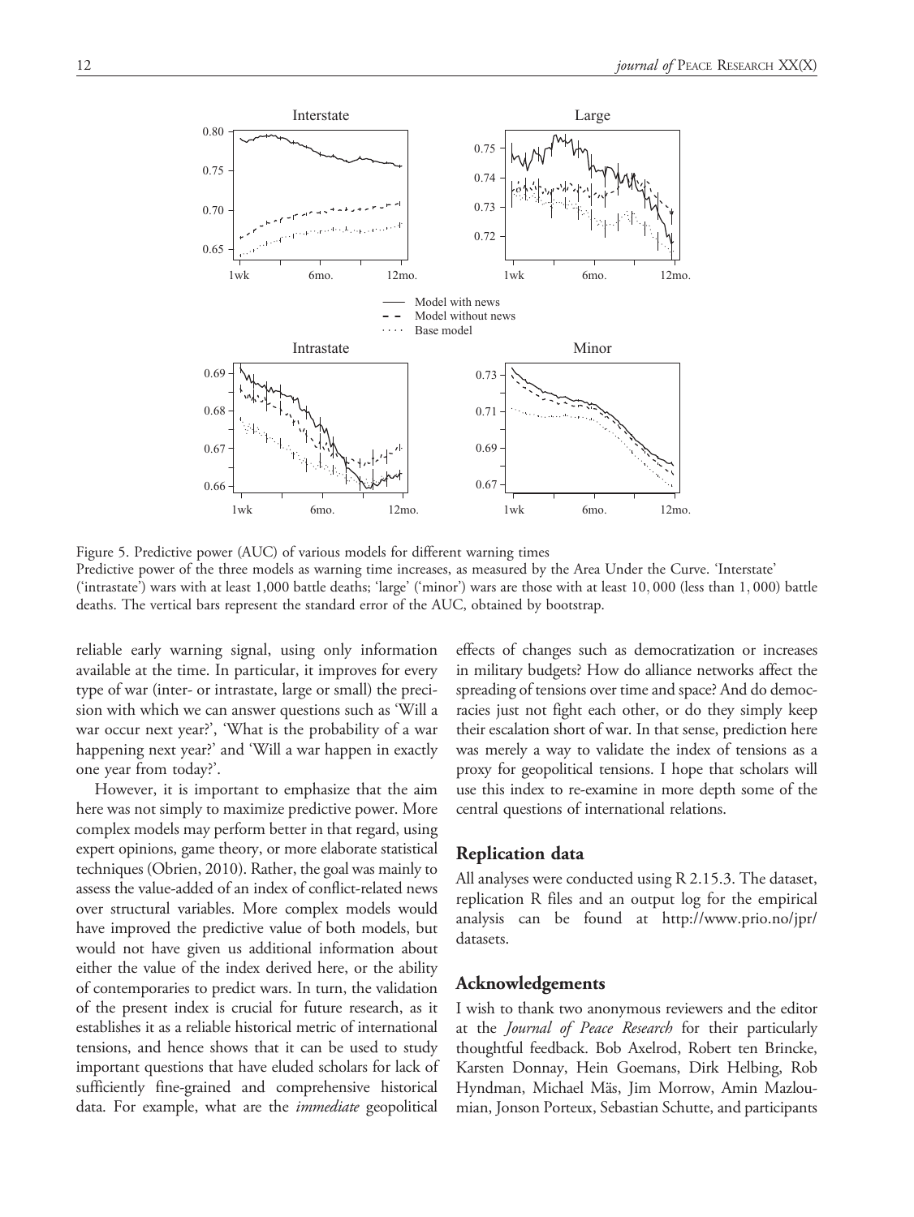Interstate

0.80
0.75
0.70
0.65

1wk 6mo. 12mo.

Large

0.75
0.74
0.73
0.72

1wk 6mo. 12mo.

Model with news
Model without news
Base model

Intrastate

0.69
0.68
0.67
0.66

1wk 6mo. 12mo.

Minor

0.73
0.71
0.69
0.67

1wk 6mo. 12mo.

Figure 5. Predictive power (AUC) of various models for different warning times
Predictive power of the three models as warning time increases, as measured by the Area Under the Curve. 'Interstate' ('intrastate') wars with at least 1,000 battle deaths; 'large' ('minor') wars are those with at least 10, 000 (less than 1, 000) battle deaths. The vertical bars represent the standard error of the AUC, obtained by bootstrap.

reliable early warning signal, using only information available at the time. In particular, it improves for every type of war (inter- or intrastate, large or small) the precision with which we can answer questions such as 'Will a war occur next year?', 'What is the probability of a war happening next year?' and 'Will a war happen in exactly one year from today?'.

However, it is important to emphasize that the aim here was not simply to maximize predictive power. More complex models may perform better in that regard, using expert opinions, game theory, or more elaborate statistical techniques (Obrien, 2010). Rather, the goal was mainly to assess the value-added of an index of conflict-related news over structural variables. More complex models would have improved the predictive value of both models, but would not have given us additional information about either the value of the index derived here, or the ability of contemporaries to predict wars. In turn, the validation of the present index is crucial for future research, as it establishes it as a reliable historical metric of international tensions, and hence shows that it can be used to study important questions that have eluded scholars for lack of sufficiently fine-grained and comprehensive historical data. For example, what are the *immediate* geopolitical effects of changes such as democratization or increases in military budgets? How do alliance networks affect the spreading of tensions over time and space? And do democracies just not fight each other, or do they simply keep their escalation short of war. In that sense, prediction here was merely a way to validate the index of tensions as a proxy for geopolitical tensions. I hope that scholars will use this index to re-examine in more depth some of the central questions of international relations.

## Replication data

All analyses were conducted using R 2.15.3. The dataset, replication R files and an output log for the empirical analysis can be found at http://www.prio.no/jpr/datasets.

## Acknowledgements

I wish to thank two anonymous reviewers and the editor at the *Journal of Peace Research* for their particularly thoughtful feedback. Bob Axelrod, Robert ten Brincke, Karsten Donnay, Hein Goemans, Dirk Helbing, Rob Hyndman, Michael Mäs, Jim Morrow, Amin Mazloumian, Jonson Porteux, Sebastian Schutte, and participants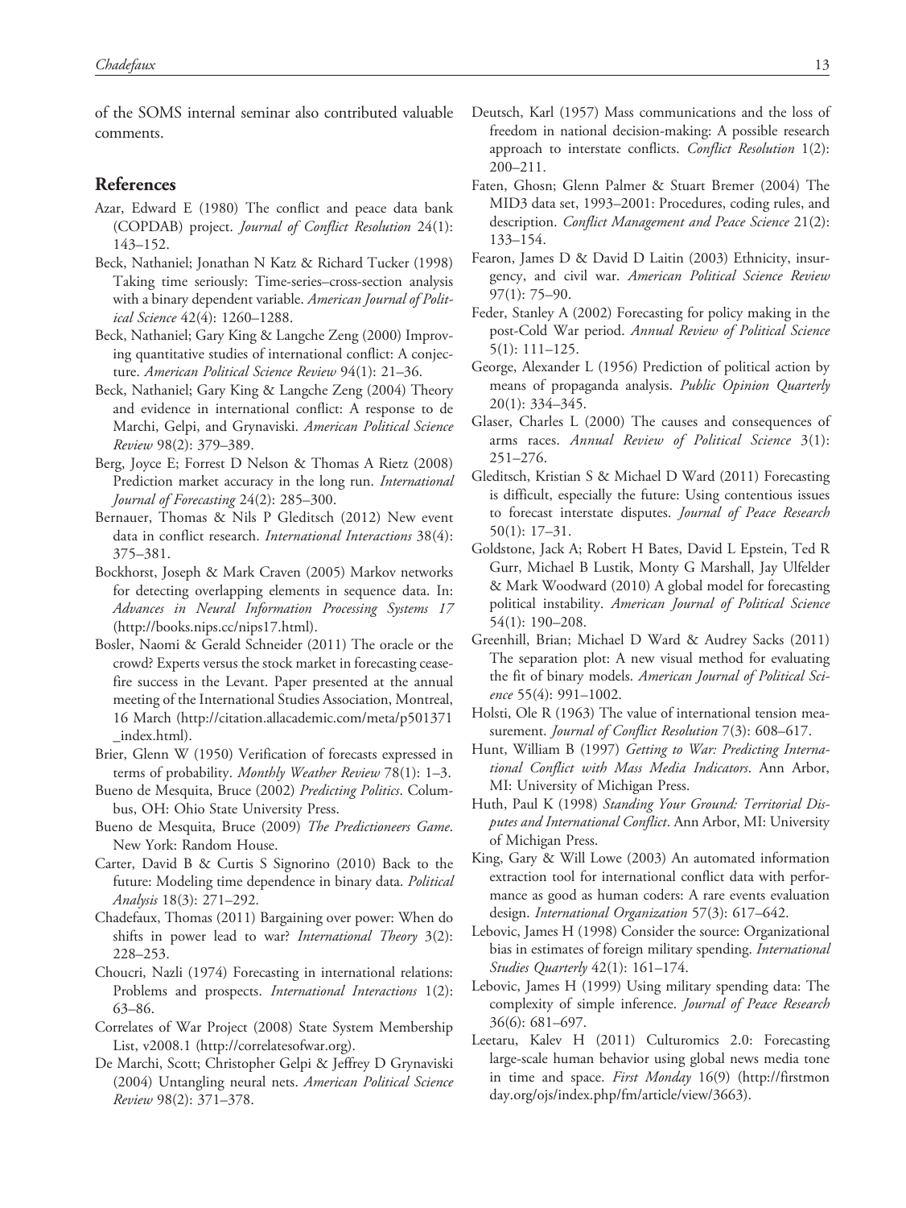of the SOMS internal seminar also contributed valuable comments.

## References

Azar, Edward E (1980) The conflict and peace data bank (COPDAB) project. *Journal of Conflict Resolution* 24(1): 143–152.

Beck, Nathaniel; Jonathan N Katz & Richard Tucker (1998) Taking time seriously: Time-series–cross-section analysis with a binary dependent variable. *American Journal of Political Science* 42(4): 1260–1288.

Beck, Nathaniel; Gary King & Langche Zeng (2000) Improving quantitative studies of international conflict: A conjecture. *American Political Science Review* 94(1): 21–36.

Beck, Nathaniel; Gary King & Langche Zeng (2004) Theory and evidence in international conflict: A response to de Marchi, Gelpi, and Grynaviski. *American Political Science Review* 98(2): 379–389.

Berg, Joyce E; Forrest D Nelson & Thomas A Rietz (2008) Prediction market accuracy in the long run. *International Journal of Forecasting* 24(2): 285–300.

Bernauer, Thomas & Nils P Gleditsch (2012) New event data in conflict research. *International Interactions* 38(4): 375–381.

Bockhorst, Joseph & Mark Craven (2005) Markov networks for detecting overlapping elements in sequence data. In: *Advances in Neural Information Processing Systems 17* (http://books.nips.cc/nips17.html).

Bosler, Naomi & Gerald Schneider (2011) The oracle or the crowd? Experts versus the stock market in forecasting ceasefire success in the Levant. Paper presented at the annual meeting of the International Studies Association, Montreal, 16 March (http://citation.allacademic.com/meta/p501371_index.html).

Brier, Glenn W (1950) Verification of forecasts expressed in terms of probability. *Monthly Weather Review* 78(1): 1–3.

Bueno de Mesquita, Bruce (2002) *Predicting Politics*. Columbus, OH: Ohio State University Press.

Bueno de Mesquita, Bruce (2009) *The Predictioneers Game*. New York: Random House.

Carter, David B & Curtis S Signorino (2010) Back to the future: Modeling time dependence in binary data. *Political Analysis* 18(3): 271–292.

Chadefaux, Thomas (2011) Bargaining over power: When do shifts in power lead to war? *International Theory* 3(2): 228–253.

Choucri, Nazli (1974) Forecasting in international relations: Problems and prospects. *International Interactions* 1(2): 63–86.

Correlates of War Project (2008) State System Membership List, v2008.1 (http://correlatesofwar.org).

De Marchi, Scott; Christopher Gelpi & Jeffrey D Grynaviski (2004) Untangling neural nets. *American Political Science Review* 98(2): 371–378.

Deutsch, Karl (1957) Mass communications and the loss of freedom in national decision-making: A possible research approach to interstate conflicts. *Conflict Resolution* 1(2): 200–211.

Faten, Ghosn; Glenn Palmer & Stuart Bremer (2004) The MID3 data set, 1993–2001: Procedures, coding rules, and description. *Conflict Management and Peace Science* 21(2): 133–154.

Fearon, James D & David D Laitin (2003) Ethnicity, insurgency, and civil war. *American Political Science Review* 97(1): 75–90.

Feder, Stanley A (2002) Forecasting for policy making in the post-Cold War period. *Annual Review of Political Science* 5(1): 111–125.

George, Alexander L (1956) Prediction of political action by means of propaganda analysis. *Public Opinion Quarterly* 20(1): 334–345.

Glaser, Charles L (2000) The causes and consequences of arms races. *Annual Review of Political Science* 3(1): 251–276.

Gleditsch, Kristian S & Michael D Ward (2011) Forecasting is difficult, especially the future: Using contentious issues to forecast interstate disputes. *Journal of Peace Research* 50(1): 17–31.

Goldstone, Jack A; Robert H Bates, David L Epstein, Ted R Gurr, Michael B Lustik, Monty G Marshall, Jay Ulfelder & Mark Woodward (2010) A global model for forecasting political instability. *American Journal of Political Science* 54(1): 190–208.

Greenhill, Brian; Michael D Ward & Audrey Sacks (2011) The separation plot: A new visual method for evaluating the fit of binary models. *American Journal of Political Science* 55(4): 991–1002.

Holsti, Ole R (1963) The value of international tension measurement. *Journal of Conflict Resolution* 7(3): 608–617.

Hunt, William B (1997) *Getting to War: Predicting International Conflict with Mass Media Indicators*. Ann Arbor, MI: University of Michigan Press.

Huth, Paul K (1998) *Standing Your Ground: Territorial Disputes and International Conflict*. Ann Arbor, MI: University of Michigan Press.

King, Gary & Will Lowe (2003) An automated information extraction tool for international conflict data with performance as good as human coders: A rare events evaluation design. *International Organization* 57(3): 617–642.

Lebovic, James H (1998) Consider the source: Organizational bias in estimates of foreign military spending. *International Studies Quarterly* 42(1): 161–174.

Lebovic, James H (1999) Using military spending data: The complexity of simple inference. *Journal of Peace Research* 36(6): 681–697.

Leetaru, Kalev H (2011) Culturomics 2.0: Forecasting large-scale human behavior using global news media tone in time and space. *First Monday* 16(9) (http://firstmonday.org/ojs/index.php/fm/article/view/3663).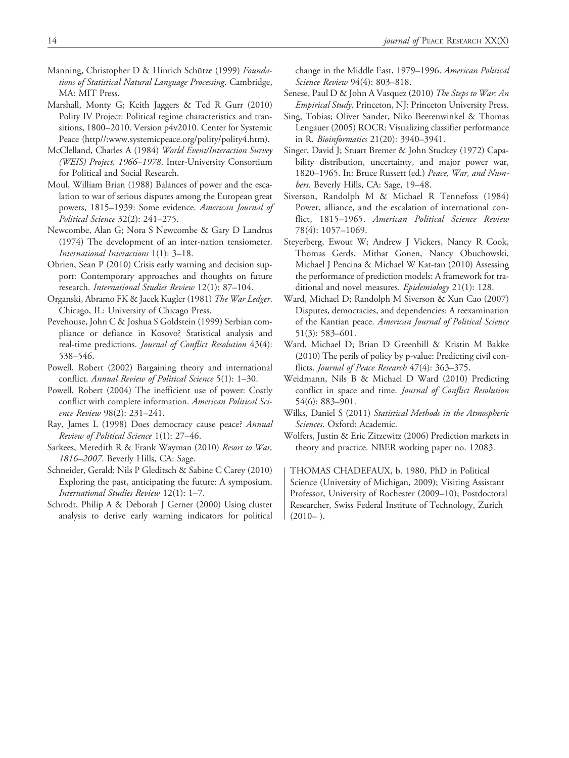Manning, Christopher D & Hinrich Schütze (1999) *Foundations of Statistical Natural Language Processing*. Cambridge, MA: MIT Press.

Marshall, Monty G; Keith Jaggers & Ted R Gurr (2010) Polity IV Project: Political regime characteristics and transitions, 1800–2010. Version p4v2010. Center for Systemic Peace (http//:www.systemicpeace.org/polity/polity4.htm).

McClelland, Charles A (1984) *World Event/Interaction Survey (WEIS) Project, 1966–1978*. Inter-University Consortium for Political and Social Research.

Moul, William Brian (1988) Balances of power and the escalation to war of serious disputes among the European great powers, 1815–1939: Some evidence. *American Journal of Political Science* 32(2): 241–275.

Newcombe, Alan G; Nora S Newcombe & Gary D Landrus (1974) The development of an inter-nation tensiometer. *International Interactions* 1(1): 3–18.

Obrien, Sean P (2010) Crisis early warning and decision support: Contemporary approaches and thoughts on future research. *International Studies Review* 12(1): 87–104.

Organski, Abramo FK & Jacek Kugler (1981) *The War Ledger*. Chicago, IL: University of Chicago Press.

Pevehouse, John C & Joshua S Goldstein (1999) Serbian compliance or defiance in Kosovo? Statistical analysis and real-time predictions. *Journal of Conflict Resolution* 43(4): 538–546.

Powell, Robert (2002) Bargaining theory and international conflict. *Annual Review of Political Science* 5(1): 1–30.

Powell, Robert (2004) The inefficient use of power: Costly conflict with complete information. *American Political Science Review* 98(2): 231–241.

Ray, James L (1998) Does democracy cause peace? *Annual Review of Political Science* 1(1): 27–46.

Sarkees, Meredith R & Frank Wayman (2010) *Resort to War, 1816–2007*. Beverly Hills, CA: Sage.

Schneider, Gerald; Nils P Gleditsch & Sabine C Carey (2010) Exploring the past, anticipating the future: A symposium. *International Studies Review* 12(1): 1–7.

Schrodt, Philip A & Deborah J Gerner (2000) Using cluster analysis to derive early warning indicators for political change in the Middle East, 1979–1996. *American Political Science Review* 94(4): 803–818.

Senese, Paul D & John A Vasquez (2010) *The Steps to War: An Empirical Study*. Princeton, NJ: Princeton University Press.

Sing, Tobias; Oliver Sander, Niko Beerenwinkel & Thomas Lengauer (2005) ROCR: Visualizing classifier performance in R. *Bioinformatics* 21(20): 3940–3941.

Singer, David J; Stuart Bremer & John Stuckey (1972) Capability distribution, uncertainty, and major power war, 1820–1965. In: Bruce Russett (ed.) *Peace, War, and Numbers*. Beverly Hills, CA: Sage, 19–48.

Siverson, Randolph M & Michael R Tennefoss (1984) Power, alliance, and the escalation of international conflict, 1815–1965. *American Political Science Review* 78(4): 1057–1069.

Steyerberg, Ewout W; Andrew J Vickers, Nancy R Cook, Thomas Gerds, Mithat Gonen, Nancy Obuchowski, Michael J Pencina & Michael W Kat-tan (2010) Assessing the performance of prediction models: A framework for traditional and novel measures. *Epidemiology* 21(1): 128.

Ward, Michael D; Randolph M Siverson & Xun Cao (2007) Disputes, democracies, and dependencies: A reexamination of the Kantian peace. *American Journal of Political Science* 51(3): 583–601.

Ward, Michael D; Brian D Greenhill & Kristin M Bakke (2010) The perils of policy by p-value: Predicting civil conflicts. *Journal of Peace Research* 47(4): 363–375.

Weidmann, Nils B & Michael D Ward (2010) Predicting conflict in space and time. *Journal of Conflict Resolution* 54(6): 883–901.

Wilks, Daniel S (2011) *Statistical Methods in the Atmospheric Sciences*. Oxford: Academic.

Wolfers, Justin & Eric Zitzewitz (2006) Prediction markets in theory and practice. NBER working paper no. 12083.

THOMAS CHADEFAUX, b. 1980, PhD in Political Science (University of Michigan, 2009); Visiting Assistant Professor, University of Rochester (2009–10); Postdoctoral Researcher, Swiss Federal Institute of Technology, Zurich (2010– ).